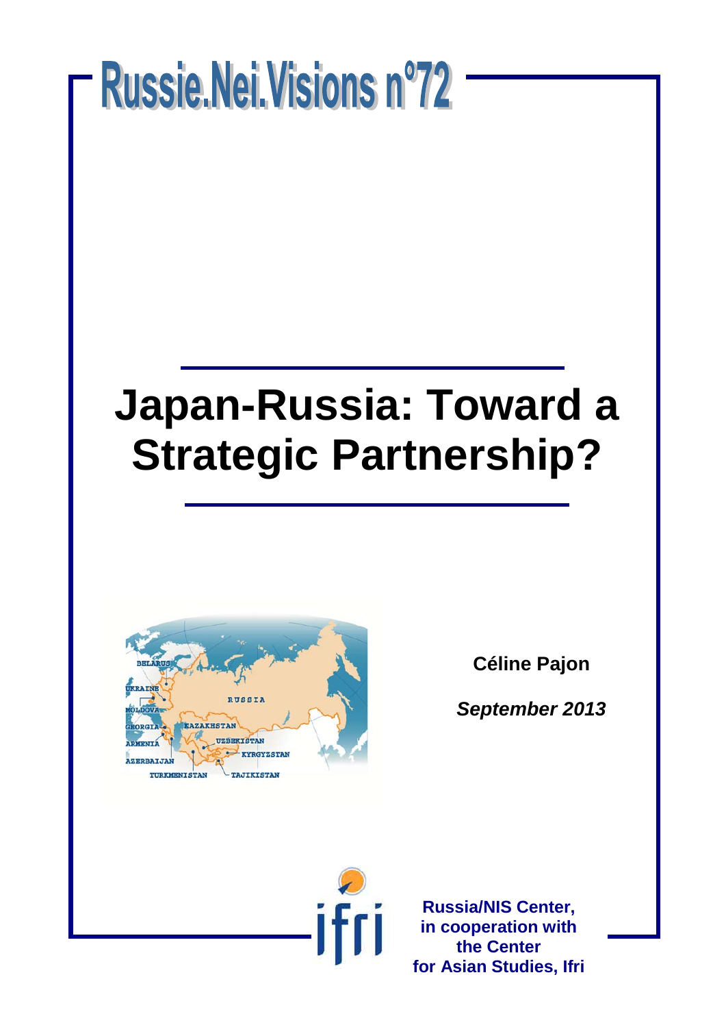# Russie.Nei.Visions n°72

# Japan-Russia: Toward a Strategic Partnership?

**Céline Pajon**

***September 2013***

**Russia/NIS Center, in cooperation with the Center for Asian Studies, Ifri**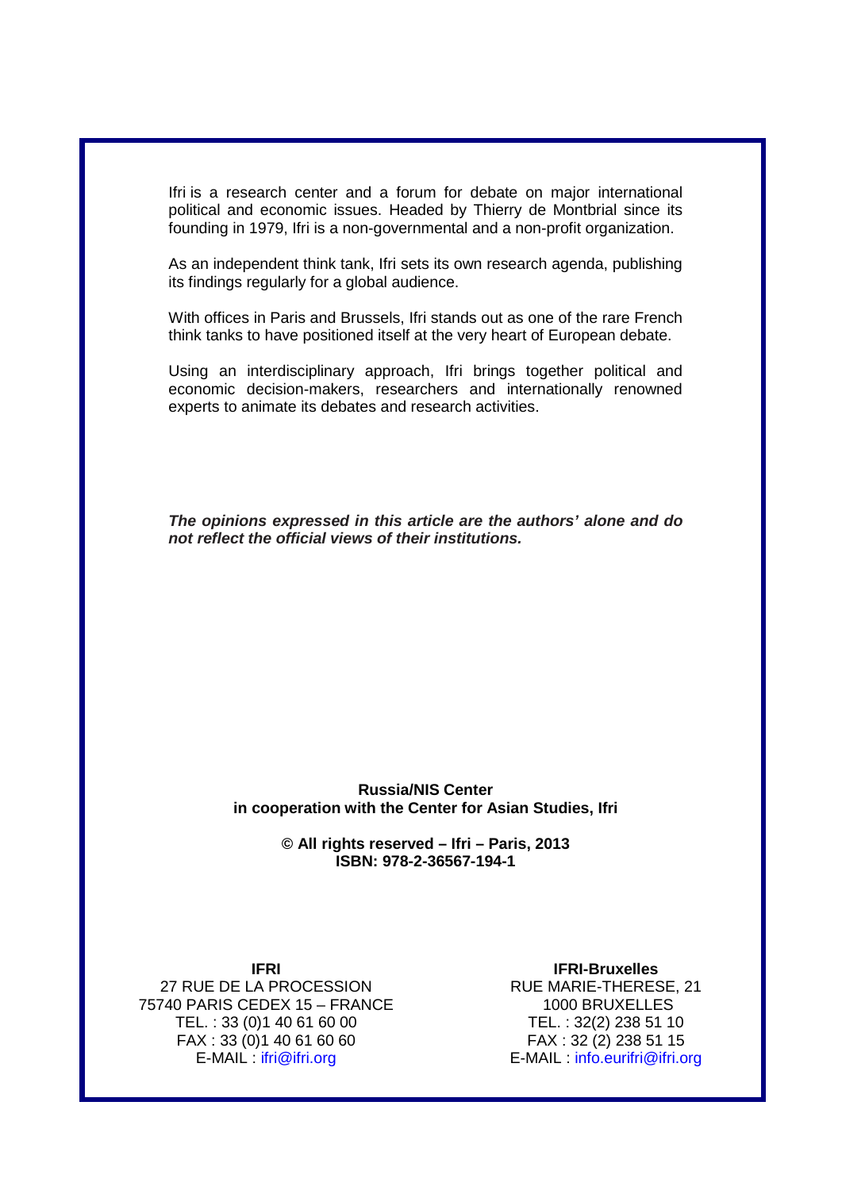Ifri is a research center and a forum for debate on major international political and economic issues. Headed by Thierry de Montbrial since its founding in 1979, Ifri is a non-governmental and a non-profit organization.

As an independent think tank, Ifri sets its own research agenda, publishing its findings regularly for a global audience.

With offices in Paris and Brussels, Ifri stands out as one of the rare French think tanks to have positioned itself at the very heart of European debate.

Using an interdisciplinary approach, Ifri brings together political and economic decision-makers, researchers and internationally renowned experts to animate its debates and research activities.

***The opinions expressed in this article are the authors' alone and do not reflect the official views of their institutions.***

**Russia/NIS Center**
**in cooperation with the Center for Asian Studies, Ifri**

**© All rights reserved – Ifri – Paris, 2013**
**ISBN: 978-2-36567-194-1**

**IFRI**
27 RUE DE LA PROCESSION
75740 PARIS CEDEX 15 – FRANCE
TEL. : 33 (0)1 40 61 60 00
FAX : 33 (0)1 40 61 60 60
E-MAIL : ifri@ifri.org

**IFRI-Bruxelles**
RUE MARIE-THERESE, 21
1000 BRUXELLES
TEL. : 32(2) 238 51 10
FAX : 32 (2) 238 51 15
E-MAIL : info.eurifri@ifri.org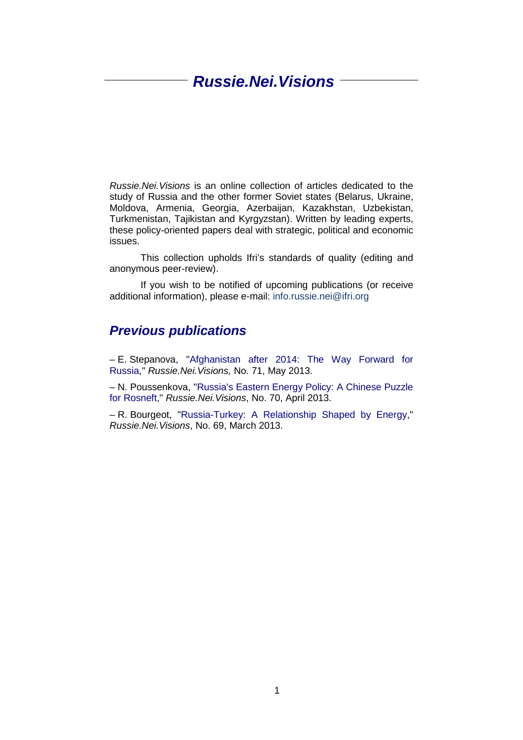## *Russie.Nei.Visions*

*Russie.Nei.Visions* is an online collection of articles dedicated to the study of Russia and the other former Soviet states (Belarus, Ukraine, Moldova, Armenia, Georgia, Azerbaijan, Kazakhstan, Uzbekistan, Turkmenistan, Tajikistan and Kyrgyzstan). Written by leading experts, these policy-oriented papers deal with strategic, political and economic issues.

This collection upholds Ifri's standards of quality (editing and anonymous peer-review).

If you wish to be notified of upcoming publications (or receive additional information), please e-mail: info.russie.nei@ifri.org

### *Previous publications*

– E. Stepanova, "Afghanistan after 2014: The Way Forward for Russia," *Russie.Nei.Visions,* No. 71, May 2013.

– N. Poussenkova, "Russia's Eastern Energy Policy: A Chinese Puzzle for Rosneft," *Russie.Nei.Visions*, No. 70, April 2013.

– R. Bourgeot, "Russia-Turkey: A Relationship Shaped by Energy," *Russie.Nei.Visions*, No. 69, March 2013.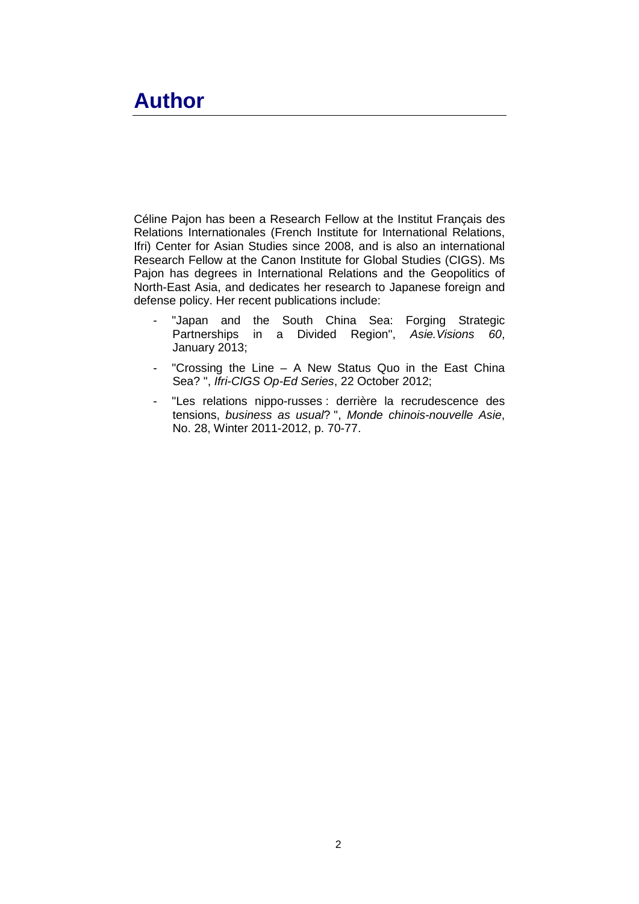# Author

Céline Pajon has been a Research Fellow at the Institut Français des Relations Internationales (French Institute for International Relations, Ifri) Center for Asian Studies since 2008, and is also an international Research Fellow at the Canon Institute for Global Studies (CIGS). Ms Pajon has degrees in International Relations and the Geopolitics of North-East Asia, and dedicates her research to Japanese foreign and defense policy. Her recent publications include:

- "Japan and the South China Sea: Forging Strategic Partnerships in a Divided Region", *Asie.Visions 60*, January 2013;
- "Crossing the Line – A New Status Quo in the East China Sea? ", *Ifri-CIGS Op-Ed Series*, 22 October 2012;
- "Les relations nippo-russes : derrière la recrudescence des tensions, *business as usual*? ", *Monde chinois-nouvelle Asie*, No. 28, Winter 2011-2012, p. 70-77.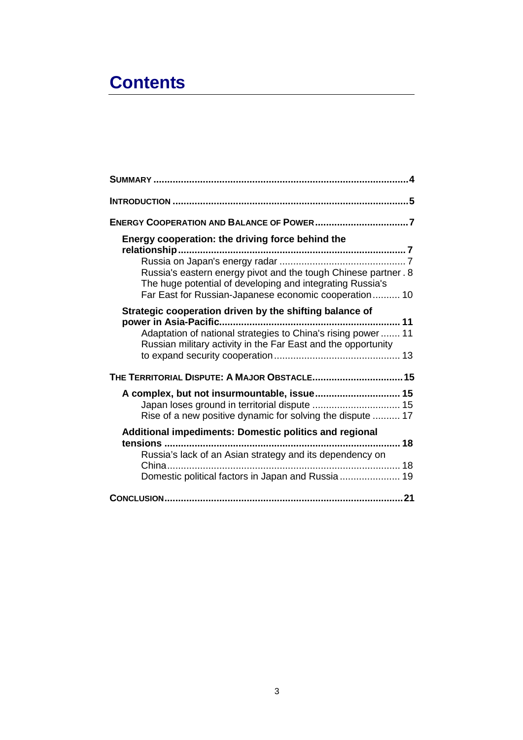# Contents

**SUMMARY** .......................................................................................... **4**

**INTRODUCTION** .................................................................................... **5**

**ENERGY COOPERATION AND BALANCE OF POWER** ...................................... **7**

**Energy cooperation: the driving force behind the relationship** .......................................................................... **7**

Russia on Japan's energy radar ............................................... 7

Russia's eastern energy pivot and the tough Chinese partner . 8

The huge potential of developing and integrating Russia's Far East for Russian-Japanese economic cooperation .......... 10

**Strategic cooperation driven by the shifting balance of power in Asia-Pacific** ................................................................. **11**

Adaptation of national strategies to China's rising power ....... 11

Russian military activity in the Far East and the opportunity to expand security cooperation ............................................. 13

**THE TERRITORIAL DISPUTE: A MAJOR OBSTACLE** .................................... **15**

**A complex, but not insurmountable, issue** ............................... **15**

Japan loses ground in territorial dispute ................................ 15

Rise of a new positive dynamic for solving the dispute .......... 17

**Additional impediments: Domestic politics and regional tensions** ..................................................................................... **18**

Russia's lack of an Asian strategy and its dependency on China ..................................................................................... 18

Domestic political factors in Japan and Russia ...................... 19

**CONCLUSION** ...................................................................................... **21**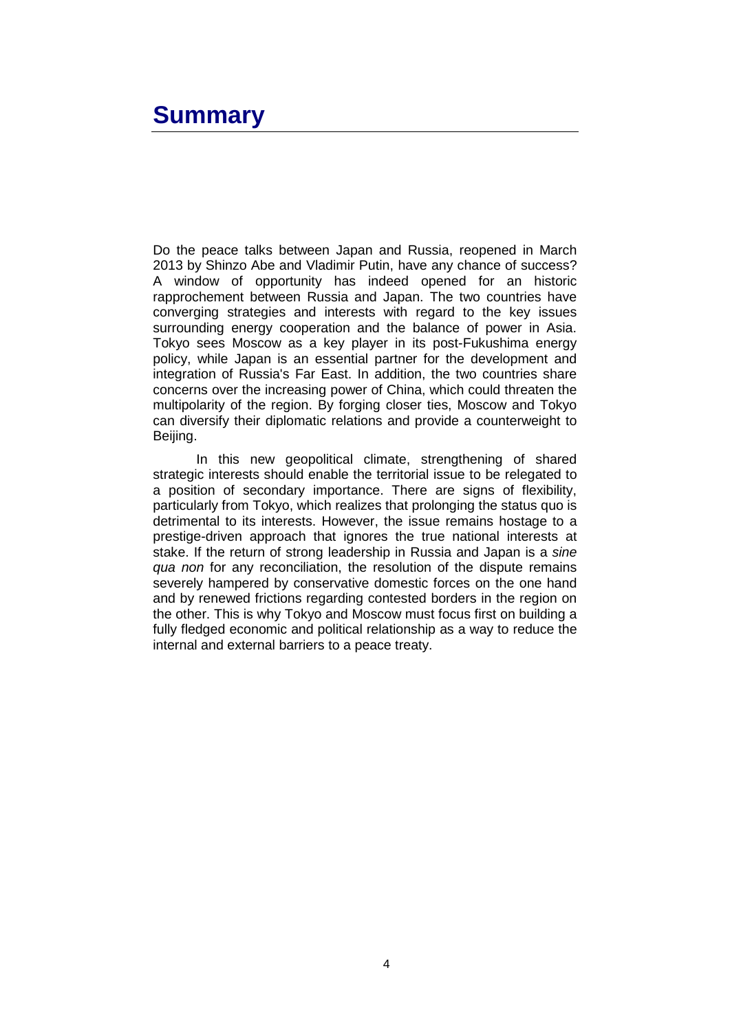# Summary

Do the peace talks between Japan and Russia, reopened in March 2013 by Shinzo Abe and Vladimir Putin, have any chance of success? A window of opportunity has indeed opened for an historic rapprochement between Russia and Japan. The two countries have converging strategies and interests with regard to the key issues surrounding energy cooperation and the balance of power in Asia. Tokyo sees Moscow as a key player in its post-Fukushima energy policy, while Japan is an essential partner for the development and integration of Russia's Far East. In addition, the two countries share concerns over the increasing power of China, which could threaten the multipolarity of the region. By forging closer ties, Moscow and Tokyo can diversify their diplomatic relations and provide a counterweight to Beijing.

In this new geopolitical climate, strengthening of shared strategic interests should enable the territorial issue to be relegated to a position of secondary importance. There are signs of flexibility, particularly from Tokyo, which realizes that prolonging the status quo is detrimental to its interests. However, the issue remains hostage to a prestige-driven approach that ignores the true national interests at stake. If the return of strong leadership in Russia and Japan is a *sine qua non* for any reconciliation, the resolution of the dispute remains severely hampered by conservative domestic forces on the one hand and by renewed frictions regarding contested borders in the region on the other. This is why Tokyo and Moscow must focus first on building a fully fledged economic and political relationship as a way to reduce the internal and external barriers to a peace treaty.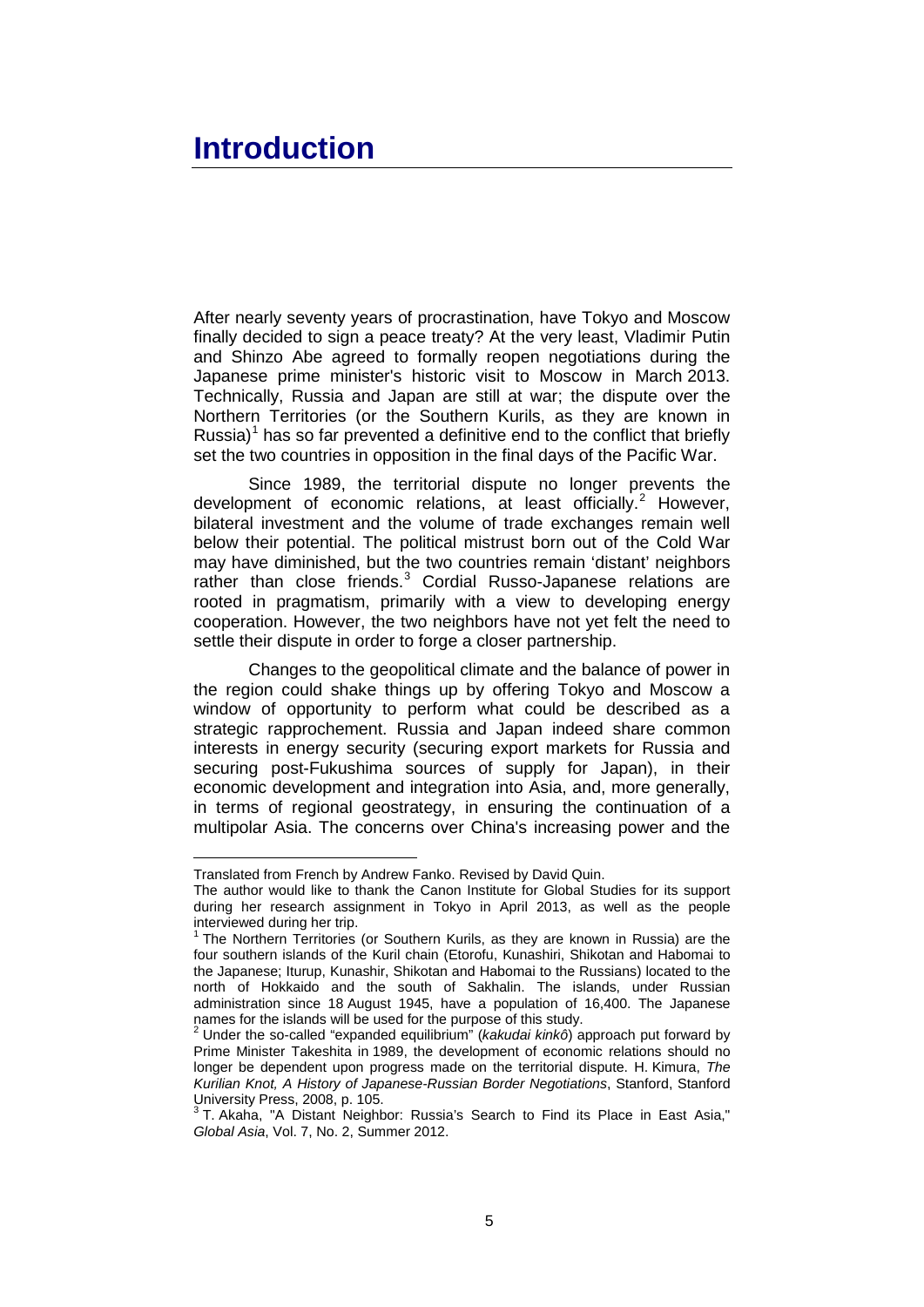# Introduction

After nearly seventy years of procrastination, have Tokyo and Moscow finally decided to sign a peace treaty? At the very least, Vladimir Putin and Shinzo Abe agreed to formally reopen negotiations during the Japanese prime minister's historic visit to Moscow in March 2013. Technically, Russia and Japan are still at war; the dispute over the Northern Territories (or the Southern Kurils, as they are known in Russia)[1] has so far prevented a definitive end to the conflict that briefly set the two countries in opposition in the final days of the Pacific War.

Since 1989, the territorial dispute no longer prevents the development of economic relations, at least officially.[2] However, bilateral investment and the volume of trade exchanges remain well below their potential. The political mistrust born out of the Cold War may have diminished, but the two countries remain 'distant' neighbors rather than close friends.[3] Cordial Russo-Japanese relations are rooted in pragmatism, primarily with a view to developing energy cooperation. However, the two neighbors have not yet felt the need to settle their dispute in order to forge a closer partnership.

Changes to the geopolitical climate and the balance of power in the region could shake things up by offering Tokyo and Moscow a window of opportunity to perform what could be described as a strategic rapprochement. Russia and Japan indeed share common interests in energy security (securing export markets for Russia and securing post-Fukushima sources of supply for Japan), in their economic development and integration into Asia, and, more generally, in terms of regional geostrategy, in ensuring the continuation of a multipolar Asia. The concerns over China's increasing power and the

---

Translated from French by Andrew Fanko. Revised by David Quin.

The author would like to thank the Canon Institute for Global Studies for its support during her research assignment in Tokyo in April 2013, as well as the people interviewed during her trip.

[1] The Northern Territories (or Southern Kurils, as they are known in Russia) are the four southern islands of the Kuril chain (Etorofu, Kunashiri, Shikotan and Habomai to the Japanese; Iturup, Kunashir, Shikotan and Habomai to the Russians) located to the north of Hokkaido and the south of Sakhalin. The islands, under Russian administration since 18 August 1945, have a population of 16,400. The Japanese names for the islands will be used for the purpose of this study.

[2] Under the so-called "expanded equilibrium" (*kakudai kinkô*) approach put forward by Prime Minister Takeshita in 1989, the development of economic relations should no longer be dependent upon progress made on the territorial dispute. H. Kimura, *The Kurilian Knot, A History of Japanese-Russian Border Negotiations*, Stanford, Stanford University Press, 2008, p. 105.

[3] T. Akaha, "A Distant Neighbor: Russia's Search to Find its Place in East Asia," *Global Asia*, Vol. 7, No. 2, Summer 2012.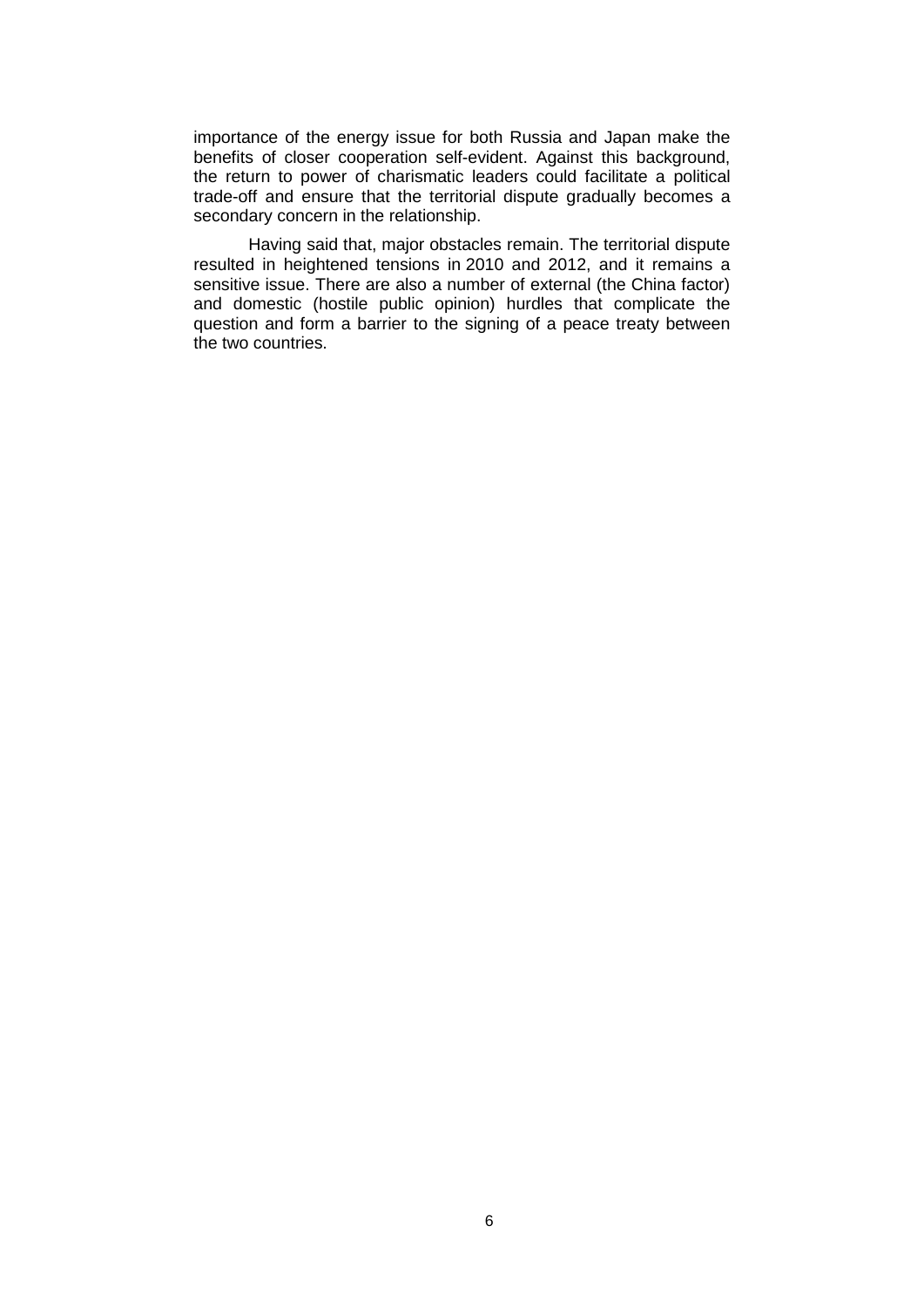importance of the energy issue for both Russia and Japan make the benefits of closer cooperation self-evident. Against this background, the return to power of charismatic leaders could facilitate a political trade-off and ensure that the territorial dispute gradually becomes a secondary concern in the relationship.

Having said that, major obstacles remain. The territorial dispute resulted in heightened tensions in 2010 and 2012, and it remains a sensitive issue. There are also a number of external (the China factor) and domestic (hostile public opinion) hurdles that complicate the question and form a barrier to the signing of a peace treaty between the two countries.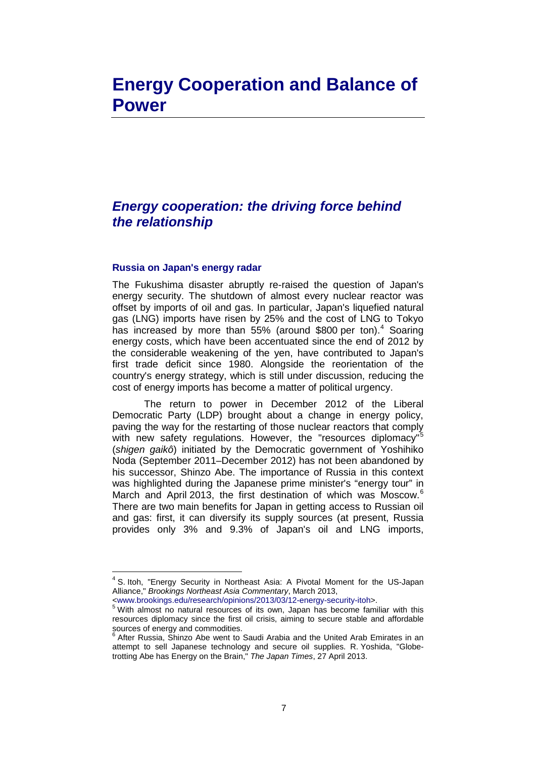# Energy Cooperation and Balance of Power

## *Energy cooperation: the driving force behind the relationship*

### Russia on Japan's energy radar

The Fukushima disaster abruptly re-raised the question of Japan's energy security. The shutdown of almost every nuclear reactor was offset by imports of oil and gas. In particular, Japan's liquefied natural gas (LNG) imports have risen by 25% and the cost of LNG to Tokyo has increased by more than 55% (around $800 per ton).[4] Soaring energy costs, which have been accentuated since the end of 2012 by the considerable weakening of the yen, have contributed to Japan's first trade deficit since 1980. Alongside the reorientation of the country's energy strategy, which is still under discussion, reducing the cost of energy imports has become a matter of political urgency.

The return to power in December 2012 of the Liberal Democratic Party (LDP) brought about a change in energy policy, paving the way for the restarting of those nuclear reactors that comply with new safety regulations. However, the "resources diplomacy"[5] (*shigen gaikô*) initiated by the Democratic government of Yoshihiko Noda (September 2011–December 2012) has not been abandoned by his successor, Shinzo Abe. The importance of Russia in this context was highlighted during the Japanese prime minister's "energy tour" in March and April 2013, the first destination of which was Moscow.[6] There are two main benefits for Japan in getting access to Russian oil and gas: first, it can diversify its supply sources (at present, Russia provides only 3% and 9.3% of Japan's oil and LNG imports,

---

[4] S. Itoh, "Energy Security in Northeast Asia: A Pivotal Moment for the US-Japan Alliance," *Brookings Northeast Asia Commentary*, March 2013, <www.brookings.edu/research/opinions/2013/03/12-energy-security-itoh>.

[5] With almost no natural resources of its own, Japan has become familiar with this resources diplomacy since the first oil crisis, aiming to secure stable and affordable sources of energy and commodities.

[6] After Russia, Shinzo Abe went to Saudi Arabia and the United Arab Emirates in an attempt to sell Japanese technology and secure oil supplies. R. Yoshida, "Globe-trotting Abe has Energy on the Brain," *The Japan Times*, 27 April 2013.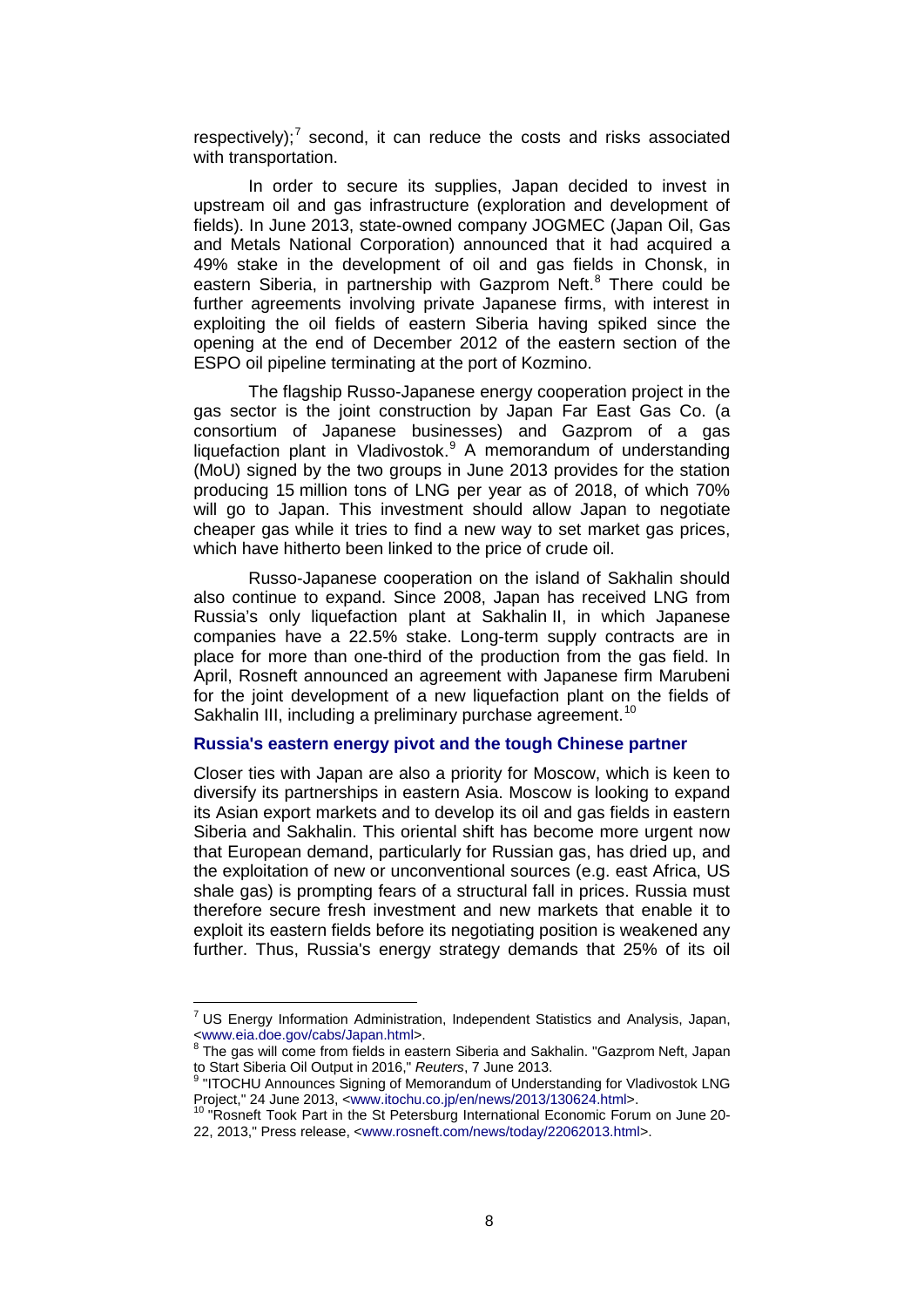respectively);[7] second, it can reduce the costs and risks associated with transportation.

In order to secure its supplies, Japan decided to invest in upstream oil and gas infrastructure (exploration and development of fields). In June 2013, state-owned company JOGMEC (Japan Oil, Gas and Metals National Corporation) announced that it had acquired a 49% stake in the development of oil and gas fields in Chonsk, in eastern Siberia, in partnership with Gazprom Neft.[8] There could be further agreements involving private Japanese firms, with interest in exploiting the oil fields of eastern Siberia having spiked since the opening at the end of December 2012 of the eastern section of the ESPO oil pipeline terminating at the port of Kozmino.

The flagship Russo-Japanese energy cooperation project in the gas sector is the joint construction by Japan Far East Gas Co. (a consortium of Japanese businesses) and Gazprom of a gas liquefaction plant in Vladivostok.[9] A memorandum of understanding (MoU) signed by the two groups in June 2013 provides for the station producing 15 million tons of LNG per year as of 2018, of which 70% will go to Japan. This investment should allow Japan to negotiate cheaper gas while it tries to find a new way to set market gas prices, which have hitherto been linked to the price of crude oil.

Russo-Japanese cooperation on the island of Sakhalin should also continue to expand. Since 2008, Japan has received LNG from Russia's only liquefaction plant at Sakhalin II, in which Japanese companies have a 22.5% stake. Long-term supply contracts are in place for more than one-third of the production from the gas field. In April, Rosneft announced an agreement with Japanese firm Marubeni for the joint development of a new liquefaction plant on the fields of Sakhalin III, including a preliminary purchase agreement.[10]

### Russia's eastern energy pivot and the tough Chinese partner

Closer ties with Japan are also a priority for Moscow, which is keen to diversify its partnerships in eastern Asia. Moscow is looking to expand its Asian export markets and to develop its oil and gas fields in eastern Siberia and Sakhalin. This oriental shift has become more urgent now that European demand, particularly for Russian gas, has dried up, and the exploitation of new or unconventional sources (e.g. east Africa, US shale gas) is prompting fears of a structural fall in prices. Russia must therefore secure fresh investment and new markets that enable it to exploit its eastern fields before its negotiating position is weakened any further. Thus, Russia's energy strategy demands that 25% of its oil

---

[7] US Energy Information Administration, Independent Statistics and Analysis, Japan, <www.eia.doe.gov/cabs/Japan.html>.

[8] The gas will come from fields in eastern Siberia and Sakhalin. "Gazprom Neft, Japan to Start Siberia Oil Output in 2016," *Reuters*, 7 June 2013.

[9] "ITOCHU Announces Signing of Memorandum of Understanding for Vladivostok LNG Project," 24 June 2013, <www.itochu.co.jp/en/news/2013/130624.html>.

[10] "Rosneft Took Part in the St Petersburg International Economic Forum on June 20-22, 2013," Press release, <www.rosneft.com/news/today/22062013.html>.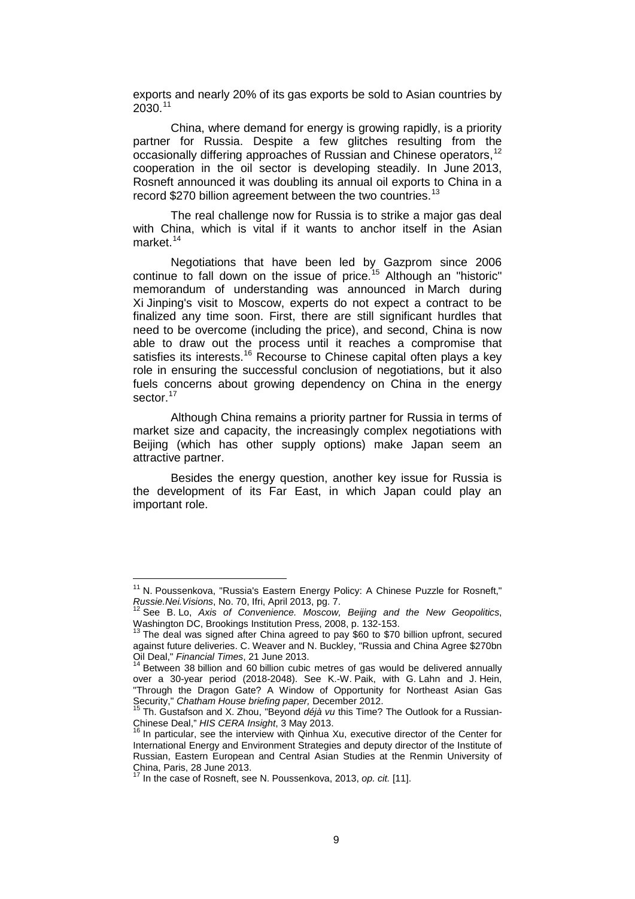exports and nearly 20% of its gas exports be sold to Asian countries by 2030.[11]

China, where demand for energy is growing rapidly, is a priority partner for Russia. Despite a few glitches resulting from the occasionally differing approaches of Russian and Chinese operators,[12] cooperation in the oil sector is developing steadily. In June 2013, Rosneft announced it was doubling its annual oil exports to China in a record $270 billion agreement between the two countries.[13]

The real challenge now for Russia is to strike a major gas deal with China, which is vital if it wants to anchor itself in the Asian market.[14]

Negotiations that have been led by Gazprom since 2006 continue to fall down on the issue of price.[15] Although an "historic" memorandum of understanding was announced in March during Xi Jinping's visit to Moscow, experts do not expect a contract to be finalized any time soon. First, there are still significant hurdles that need to be overcome (including the price), and second, China is now able to draw out the process until it reaches a compromise that satisfies its interests.[16] Recourse to Chinese capital often plays a key role in ensuring the successful conclusion of negotiations, but it also fuels concerns about growing dependency on China in the energy sector.[17]

Although China remains a priority partner for Russia in terms of market size and capacity, the increasingly complex negotiations with Beijing (which has other supply options) make Japan seem an attractive partner.

Besides the energy question, another key issue for Russia is the development of its Far East, in which Japan could play an important role.

---

[11] N. Poussenkova, "Russia's Eastern Energy Policy: A Chinese Puzzle for Rosneft," *Russie.Nei.Visions*, No. 70, Ifri, April 2013, pg. 7.

[12] See B. Lo, *Axis of Convenience. Moscow, Beijing and the New Geopolitics*, Washington DC, Brookings Institution Press, 2008, p. 132-153.

[13] The deal was signed after China agreed to pay $60 to $70 billion upfront, secured against future deliveries. C. Weaver and N. Buckley, "Russia and China Agree $270bn Oil Deal," *Financial Times*, 21 June 2013.

[14] Between 38 billion and 60 billion cubic metres of gas would be delivered annually over a 30-year period (2018-2048). See K.-W. Paik, with G. Lahn and J. Hein, "Through the Dragon Gate? A Window of Opportunity for Northeast Asian Gas Security," *Chatham House briefing paper,* December 2012.

[15] Th. Gustafson and X. Zhou, "Beyond *déjà vu* this Time? The Outlook for a Russian-Chinese Deal," *HIS CERA Insight*, 3 May 2013.

[16] In particular, see the interview with Qinhua Xu, executive director of the Center for International Energy and Environment Strategies and deputy director of the Institute of Russian, Eastern European and Central Asian Studies at the Renmin University of China, Paris, 28 June 2013.

[17] In the case of Rosneft, see N. Poussenkova, 2013, *op. cit.* [11].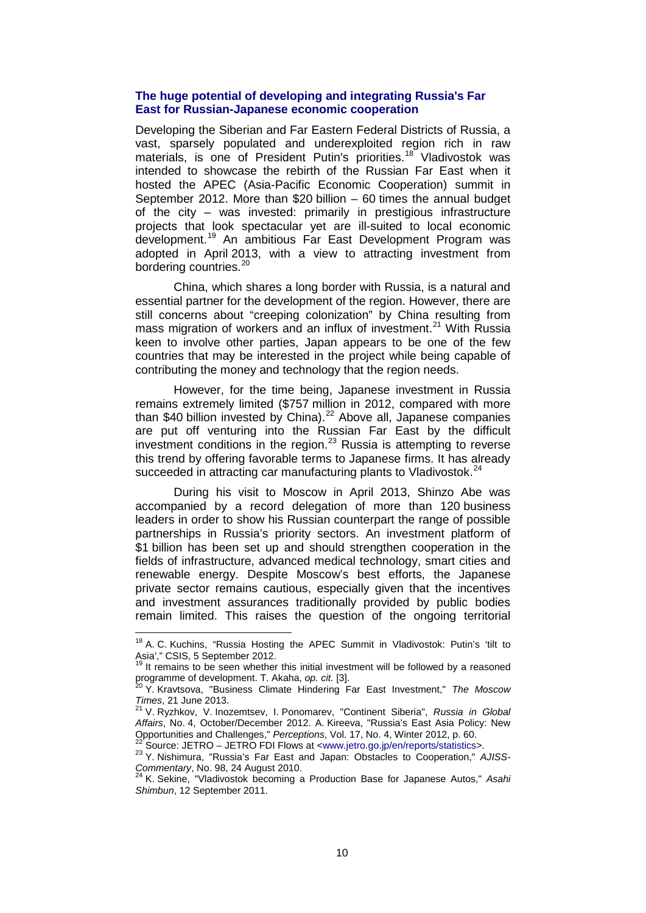### The huge potential of developing and integrating Russia's Far East for Russian-Japanese economic cooperation

Developing the Siberian and Far Eastern Federal Districts of Russia, a vast, sparsely populated and underexploited region rich in raw materials, is one of President Putin's priorities.[18] Vladivostok was intended to showcase the rebirth of the Russian Far East when it hosted the APEC (Asia-Pacific Economic Cooperation) summit in September 2012. More than $20 billion – 60 times the annual budget of the city – was invested: primarily in prestigious infrastructure projects that look spectacular yet are ill-suited to local economic development.[19] An ambitious Far East Development Program was adopted in April 2013, with a view to attracting investment from bordering countries.[20]

China, which shares a long border with Russia, is a natural and essential partner for the development of the region. However, there are still concerns about "creeping colonization" by China resulting from mass migration of workers and an influx of investment.[21] With Russia keen to involve other parties, Japan appears to be one of the few countries that may be interested in the project while being capable of contributing the money and technology that the region needs.

However, for the time being, Japanese investment in Russia remains extremely limited ($757 million in 2012, compared with more than $40 billion invested by China).[22] Above all, Japanese companies are put off venturing into the Russian Far East by the difficult investment conditions in the region.[23] Russia is attempting to reverse this trend by offering favorable terms to Japanese firms. It has already succeeded in attracting car manufacturing plants to Vladivostok.[24]

During his visit to Moscow in April 2013, Shinzo Abe was accompanied by a record delegation of more than 120 business leaders in order to show his Russian counterpart the range of possible partnerships in Russia's priority sectors. An investment platform of $1 billion has been set up and should strengthen cooperation in the fields of infrastructure, advanced medical technology, smart cities and renewable energy. Despite Moscow's best efforts, the Japanese private sector remains cautious, especially given that the incentives and investment assurances traditionally provided by public bodies remain limited. This raises the question of the ongoing territorial

---

[18] A. C. Kuchins, "Russia Hosting the APEC Summit in Vladivostok: Putin's 'tilt to Asia'," CSIS, 5 September 2012.

[19] It remains to be seen whether this initial investment will be followed by a reasoned programme of development. T. Akaha, *op. cit.* [3].

[20] Y. Kravtsova, "Business Climate Hindering Far East Investment," *The Moscow Times*, 21 June 2013.

[21] V. Ryzhkov, V. Inozemtsev, I. Ponomarev, "Continent Siberia", *Russia in Global Affairs*, No. 4, October/December 2012. A. Kireeva, "Russia's East Asia Policy: New Opportunities and Challenges," *Perceptions*, Vol. 17, No. 4, Winter 2012, p. 60.

[22] Source: JETRO – JETRO FDI Flows at <www.jetro.go.jp/en/reports/statistics>.

[23] Y. Nishimura, "Russia's Far East and Japan: Obstacles to Cooperation," *AJISS-Commentary*, No. 98, 24 August 2010.

[24] K. Sekine, "Vladivostok becoming a Production Base for Japanese Autos," *Asahi Shimbun*, 12 September 2011.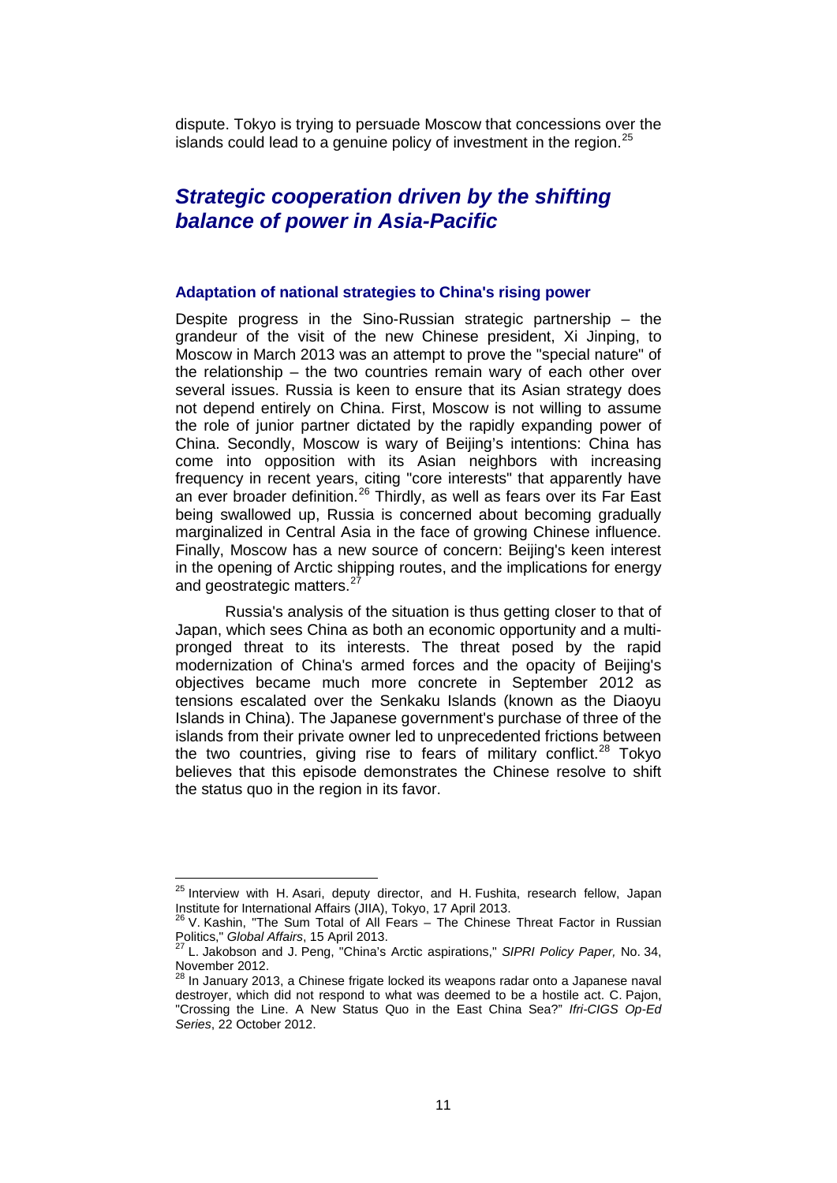dispute. Tokyo is trying to persuade Moscow that concessions over the islands could lead to a genuine policy of investment in the region.[25]

## *Strategic cooperation driven by the shifting balance of power in Asia-Pacific*

### Adaptation of national strategies to China's rising power

Despite progress in the Sino-Russian strategic partnership – the grandeur of the visit of the new Chinese president, Xi Jinping, to Moscow in March 2013 was an attempt to prove the "special nature" of the relationship – the two countries remain wary of each other over several issues. Russia is keen to ensure that its Asian strategy does not depend entirely on China. First, Moscow is not willing to assume the role of junior partner dictated by the rapidly expanding power of China. Secondly, Moscow is wary of Beijing's intentions: China has come into opposition with its Asian neighbors with increasing frequency in recent years, citing "core interests" that apparently have an ever broader definition.[26] Thirdly, as well as fears over its Far East being swallowed up, Russia is concerned about becoming gradually marginalized in Central Asia in the face of growing Chinese influence. Finally, Moscow has a new source of concern: Beijing's keen interest in the opening of Arctic shipping routes, and the implications for energy and geostrategic matters.[27]

Russia's analysis of the situation is thus getting closer to that of Japan, which sees China as both an economic opportunity and a multi-pronged threat to its interests. The threat posed by the rapid modernization of China's armed forces and the opacity of Beijing's objectives became much more concrete in September 2012 as tensions escalated over the Senkaku Islands (known as the Diaoyu Islands in China). The Japanese government's purchase of three of the islands from their private owner led to unprecedented frictions between the two countries, giving rise to fears of military conflict.[28] Tokyo believes that this episode demonstrates the Chinese resolve to shift the status quo in the region in its favor.

---

[25] Interview with H. Asari, deputy director, and H. Fushita, research fellow, Japan Institute for International Affairs (JIIA), Tokyo, 17 April 2013.

[26] V. Kashin, "The Sum Total of All Fears – The Chinese Threat Factor in Russian Politics," *Global Affairs*, 15 April 2013.

[27] L. Jakobson and J. Peng, "China's Arctic aspirations," *SIPRI Policy Paper,* No. 34, November 2012.

[28] In January 2013, a Chinese frigate locked its weapons radar onto a Japanese naval destroyer, which did not respond to what was deemed to be a hostile act. C. Pajon, "Crossing the Line. A New Status Quo in the East China Sea?" *Ifri-CIGS Op-Ed Series*, 22 October 2012.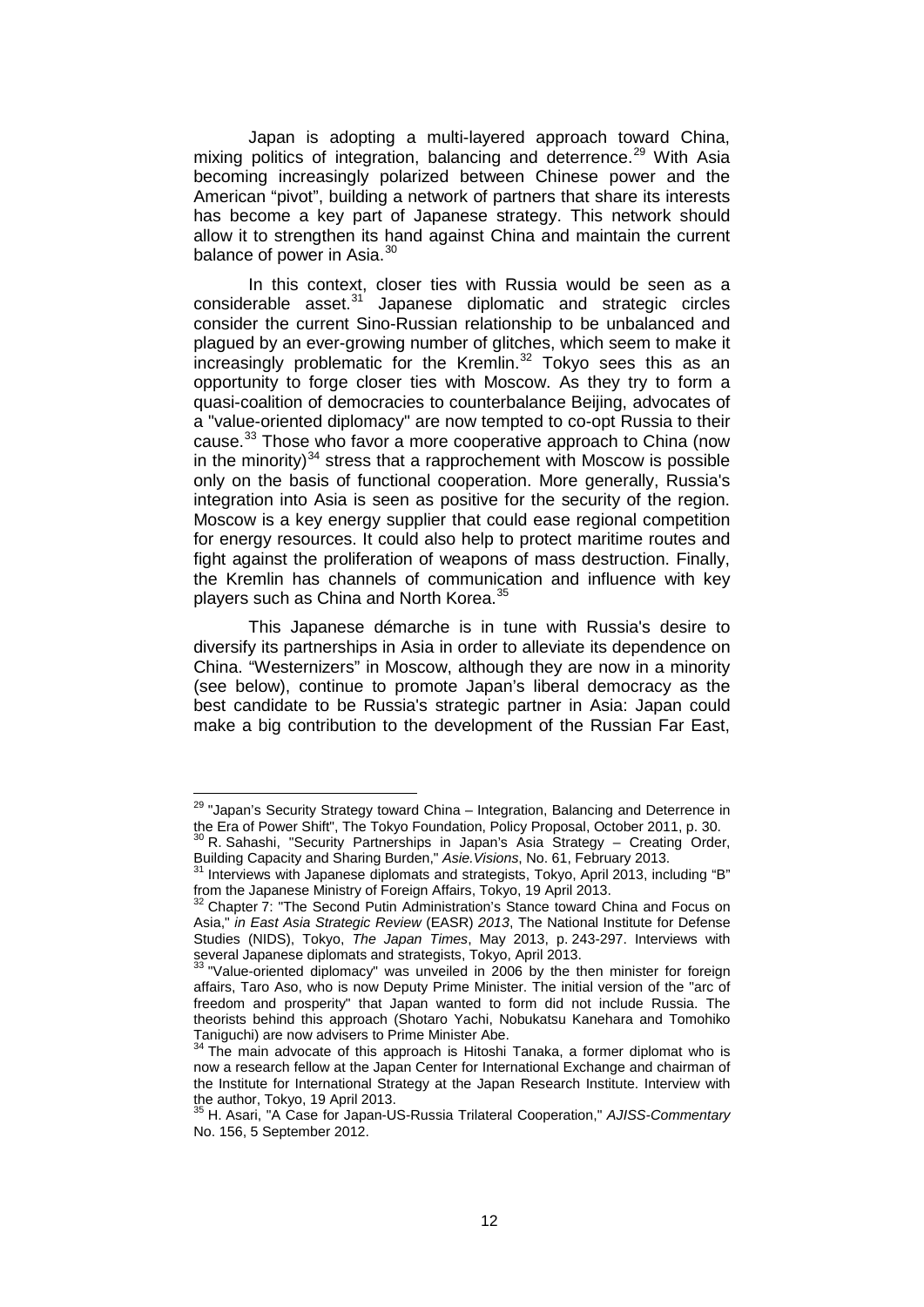Japan is adopting a multi-layered approach toward China, mixing politics of integration, balancing and deterrence.[29] With Asia becoming increasingly polarized between Chinese power and the American "pivot", building a network of partners that share its interests has become a key part of Japanese strategy. This network should allow it to strengthen its hand against China and maintain the current balance of power in Asia.[30]

In this context, closer ties with Russia would be seen as a considerable asset.[31] Japanese diplomatic and strategic circles consider the current Sino-Russian relationship to be unbalanced and plagued by an ever-growing number of glitches, which seem to make it increasingly problematic for the Kremlin.[32] Tokyo sees this as an opportunity to forge closer ties with Moscow. As they try to form a quasi-coalition of democracies to counterbalance Beijing, advocates of a "value-oriented diplomacy" are now tempted to co-opt Russia to their cause.[33] Those who favor a more cooperative approach to China (now in the minority)[34] stress that a rapprochement with Moscow is possible only on the basis of functional cooperation. More generally, Russia's integration into Asia is seen as positive for the security of the region. Moscow is a key energy supplier that could ease regional competition for energy resources. It could also help to protect maritime routes and fight against the proliferation of weapons of mass destruction. Finally, the Kremlin has channels of communication and influence with key players such as China and North Korea.[35]

This Japanese démarche is in tune with Russia's desire to diversify its partnerships in Asia in order to alleviate its dependence on China. "Westernizers" in Moscow, although they are now in a minority (see below), continue to promote Japan's liberal democracy as the best candidate to be Russia's strategic partner in Asia: Japan could make a big contribution to the development of the Russian Far East,

---

[29] "Japan's Security Strategy toward China – Integration, Balancing and Deterrence in the Era of Power Shift", The Tokyo Foundation, Policy Proposal, October 2011, p. 30.

[30] R. Sahashi, "Security Partnerships in Japan's Asia Strategy – Creating Order, Building Capacity and Sharing Burden," *Asie.Visions*, No. 61, February 2013.

[31] Interviews with Japanese diplomats and strategists, Tokyo, April 2013, including "B" from the Japanese Ministry of Foreign Affairs, Tokyo, 19 April 2013.

[32] Chapter 7: "The Second Putin Administration's Stance toward China and Focus on Asia," *in East Asia Strategic Review* (EASR) *2013*, The National Institute for Defense Studies (NIDS), Tokyo, *The Japan Times*, May 2013, p. 243-297. Interviews with several Japanese diplomats and strategists, Tokyo, April 2013.

[33] "Value-oriented diplomacy" was unveiled in 2006 by the then minister for foreign affairs, Taro Aso, who is now Deputy Prime Minister. The initial version of the "arc of freedom and prosperity" that Japan wanted to form did not include Russia. The theorists behind this approach (Shotaro Yachi, Nobukatsu Kanehara and Tomohiko Taniguchi) are now advisers to Prime Minister Abe.

[34] The main advocate of this approach is Hitoshi Tanaka, a former diplomat who is now a research fellow at the Japan Center for International Exchange and chairman of the Institute for International Strategy at the Japan Research Institute. Interview with the author, Tokyo, 19 April 2013.

[35] H. Asari, "A Case for Japan-US-Russia Trilateral Cooperation," *AJISS-Commentary* No. 156, 5 September 2012.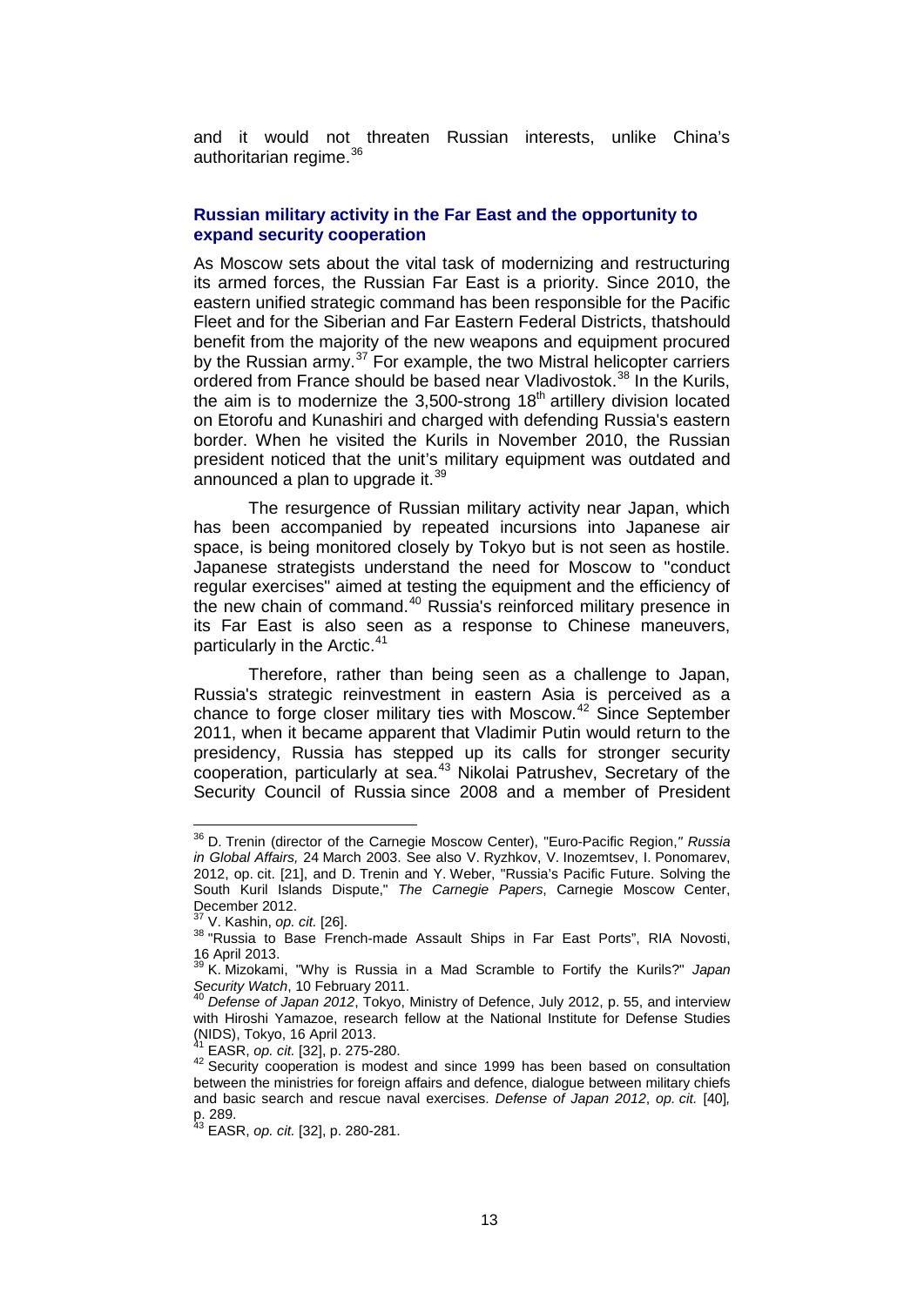and it would not threaten Russian interests, unlike China's authoritarian regime.[36]

### Russian military activity in the Far East and the opportunity to expand security cooperation

As Moscow sets about the vital task of modernizing and restructuring its armed forces, the Russian Far East is a priority. Since 2010, the eastern unified strategic command has been responsible for the Pacific Fleet and for the Siberian and Far Eastern Federal Districts, thatshould benefit from the majority of the new weapons and equipment procured by the Russian army.[37] For example, the two Mistral helicopter carriers ordered from France should be based near Vladivostok.[38] In the Kurils, the aim is to modernize the 3,500-strong 18th artillery division located on Etorofu and Kunashiri and charged with defending Russia's eastern border. When he visited the Kurils in November 2010, the Russian president noticed that the unit's military equipment was outdated and announced a plan to upgrade it.[39]

The resurgence of Russian military activity near Japan, which has been accompanied by repeated incursions into Japanese air space, is being monitored closely by Tokyo but is not seen as hostile. Japanese strategists understand the need for Moscow to "conduct regular exercises" aimed at testing the equipment and the efficiency of the new chain of command.[40] Russia's reinforced military presence in its Far East is also seen as a response to Chinese maneuvers, particularly in the Arctic.[41]

Therefore, rather than being seen as a challenge to Japan, Russia's strategic reinvestment in eastern Asia is perceived as a chance to forge closer military ties with Moscow.[42] Since September 2011, when it became apparent that Vladimir Putin would return to the presidency, Russia has stepped up its calls for stronger security cooperation, particularly at sea.[43] Nikolai Patrushev, Secretary of the Security Council of Russia since 2008 and a member of President

---

[36] D. Trenin (director of the Carnegie Moscow Center), "Euro-Pacific Region," *Russia in Global Affairs,* 24 March 2003. See also V. Ryzhkov, V. Inozemtsev, I. Ponomarev, 2012, op. cit. [21], and D. Trenin and Y. Weber, "Russia's Pacific Future. Solving the South Kuril Islands Dispute," *The Carnegie Papers*, Carnegie Moscow Center, December 2012.

[37] V. Kashin, *op. cit.* [26].

[38] "Russia to Base French-made Assault Ships in Far East Ports", RIA Novosti, 16 April 2013.

[39] K. Mizokami, "Why is Russia in a Mad Scramble to Fortify the Kurils?" *Japan Security Watch*, 10 February 2011.

[40] *Defense of Japan 2012*, Tokyo, Ministry of Defence, July 2012, p. 55, and interview with Hiroshi Yamazoe, research fellow at the National Institute for Defense Studies (NIDS), Tokyo, 16 April 2013.

[41] EASR, *op. cit.* [32], p. 275-280.

[42] Security cooperation is modest and since 1999 has been based on consultation between the ministries for foreign affairs and defence, dialogue between military chiefs and basic search and rescue naval exercises. *Defense of Japan 2012*, *op. cit.* [40], p. 289.

[43] EASR, *op. cit.* [32], p. 280-281.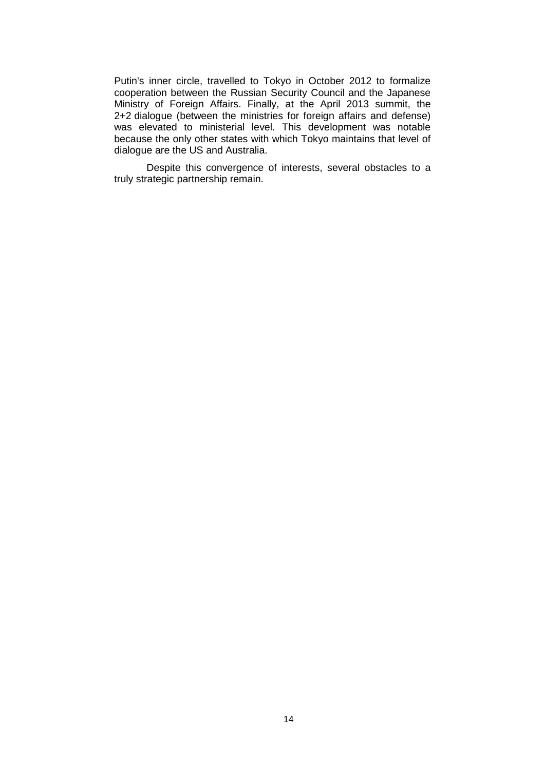Putin's inner circle, travelled to Tokyo in October 2012 to formalize cooperation between the Russian Security Council and the Japanese Ministry of Foreign Affairs. Finally, at the April 2013 summit, the 2+2 dialogue (between the ministries for foreign affairs and defense) was elevated to ministerial level. This development was notable because the only other states with which Tokyo maintains that level of dialogue are the US and Australia.

Despite this convergence of interests, several obstacles to a truly strategic partnership remain.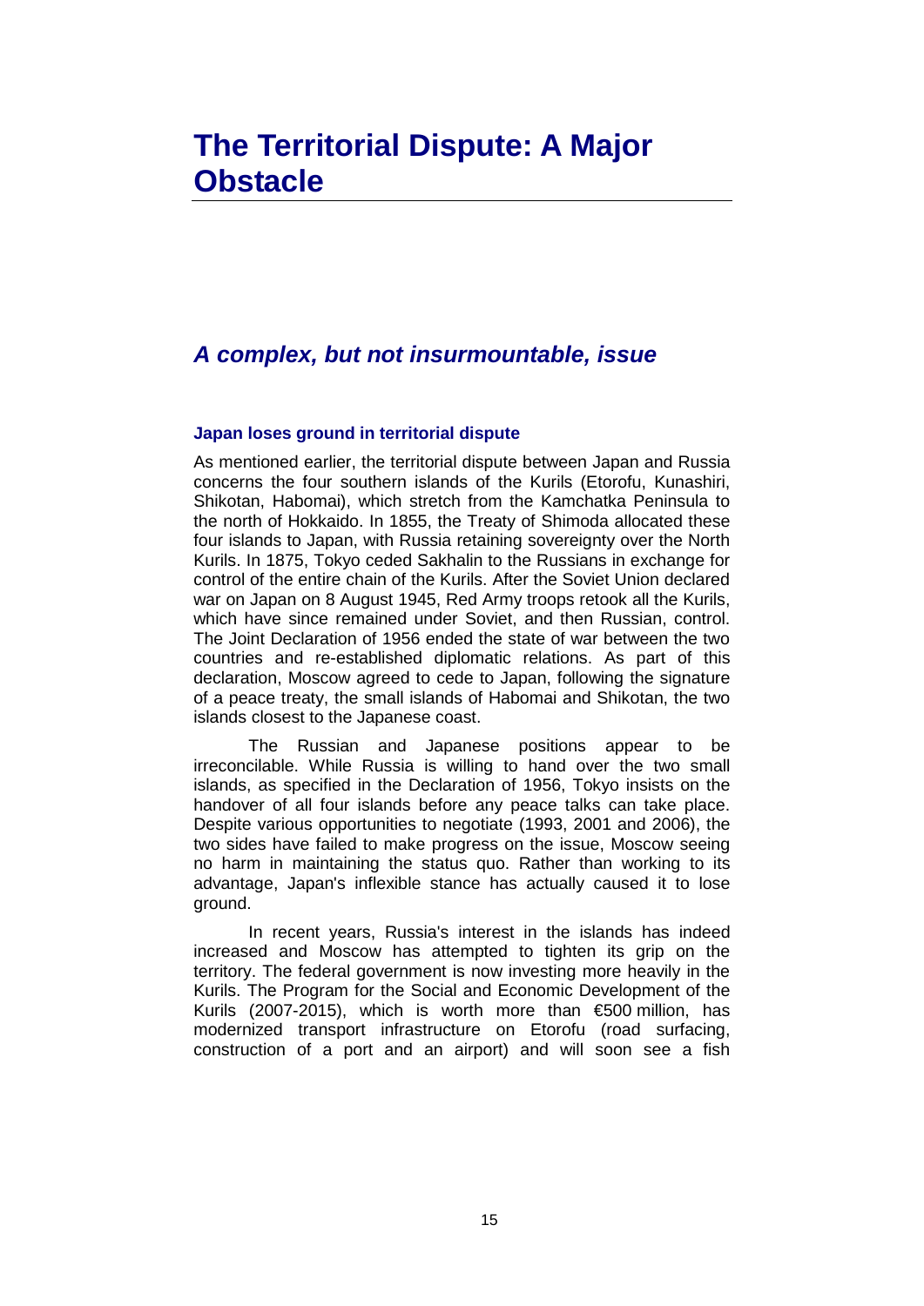# The Territorial Dispute: A Major Obstacle

## *A complex, but not insurmountable, issue*

### Japan loses ground in territorial dispute

As mentioned earlier, the territorial dispute between Japan and Russia concerns the four southern islands of the Kurils (Etorofu, Kunashiri, Shikotan, Habomai), which stretch from the Kamchatka Peninsula to the north of Hokkaido. In 1855, the Treaty of Shimoda allocated these four islands to Japan, with Russia retaining sovereignty over the North Kurils. In 1875, Tokyo ceded Sakhalin to the Russians in exchange for control of the entire chain of the Kurils. After the Soviet Union declared war on Japan on 8 August 1945, Red Army troops retook all the Kurils, which have since remained under Soviet, and then Russian, control. The Joint Declaration of 1956 ended the state of war between the two countries and re-established diplomatic relations. As part of this declaration, Moscow agreed to cede to Japan, following the signature of a peace treaty, the small islands of Habomai and Shikotan, the two islands closest to the Japanese coast.

The Russian and Japanese positions appear to be irreconcilable. While Russia is willing to hand over the two small islands, as specified in the Declaration of 1956, Tokyo insists on the handover of all four islands before any peace talks can take place. Despite various opportunities to negotiate (1993, 2001 and 2006), the two sides have failed to make progress on the issue, Moscow seeing no harm in maintaining the status quo. Rather than working to its advantage, Japan's inflexible stance has actually caused it to lose ground.

In recent years, Russia's interest in the islands has indeed increased and Moscow has attempted to tighten its grip on the territory. The federal government is now investing more heavily in the Kurils. The Program for the Social and Economic Development of the Kurils (2007-2015), which is worth more than €500 million, has modernized transport infrastructure on Etorofu (road surfacing, construction of a port and an airport) and will soon see a fish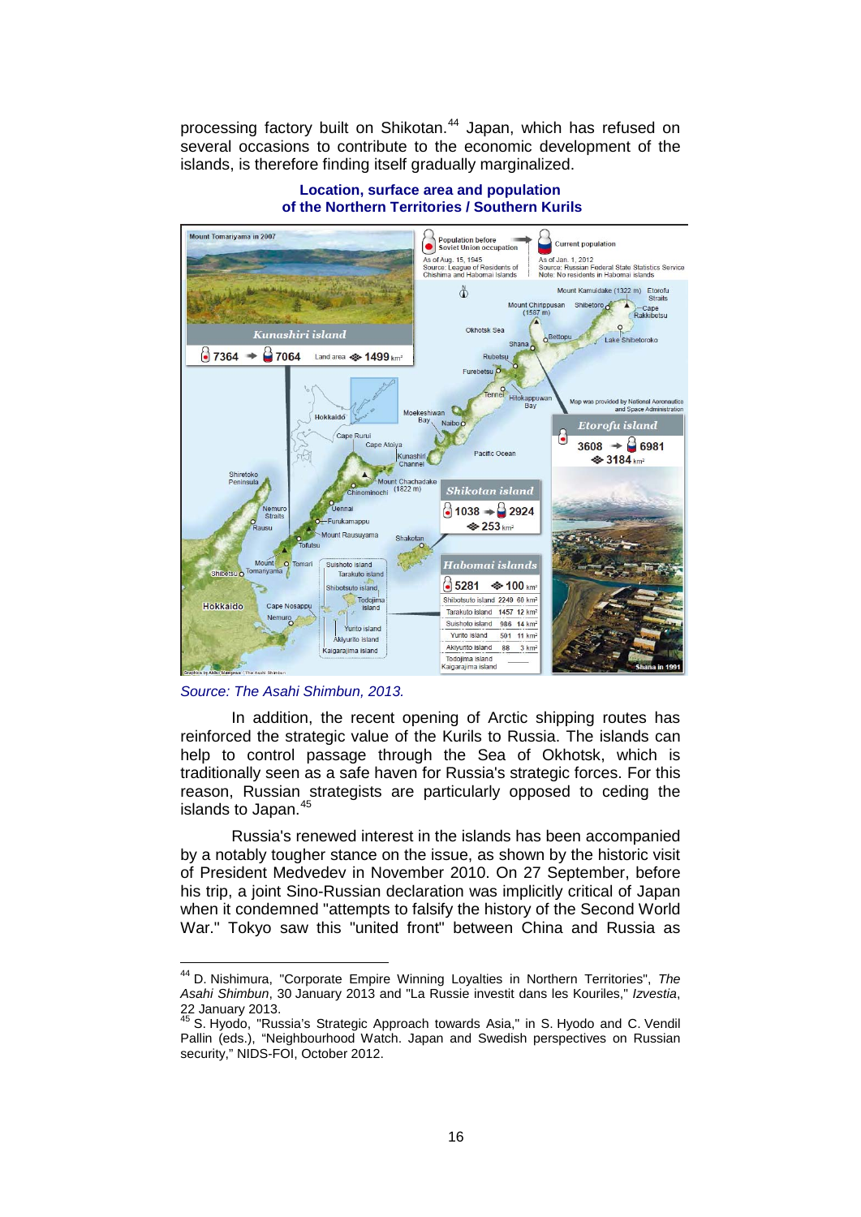processing factory built on Shikotan.[44] Japan, which has refused on several occasions to contribute to the economic development of the islands, is therefore finding itself gradually marginalized.

**Location, surface area and population of the Northern Territories / Southern Kurils**

*Source: The Asahi Shimbun, 2013.*

In addition, the recent opening of Arctic shipping routes has reinforced the strategic value of the Kurils to Russia. The islands can help to control passage through the Sea of Okhotsk, which is traditionally seen as a safe haven for Russia's strategic forces. For this reason, Russian strategists are particularly opposed to ceding the islands to Japan.[45]

Russia's renewed interest in the islands has been accompanied by a notably tougher stance on the issue, as shown by the historic visit of President Medvedev in November 2010. On 27 September, before his trip, a joint Sino-Russian declaration was implicitly critical of Japan when it condemned "attempts to falsify the history of the Second World War." Tokyo saw this "united front" between China and Russia as

---

[44] D. Nishimura, "Corporate Empire Winning Loyalties in Northern Territories", *The Asahi Shimbun*, 30 January 2013 and "La Russie investit dans les Kouriles," *Izvestia*, 22 January 2013.

[45] S. Hyodo, "Russia's Strategic Approach towards Asia," in S. Hyodo and C. Vendil Pallin (eds.), "Neighbourhood Watch. Japan and Swedish perspectives on Russian security," NIDS-FOI, October 2012.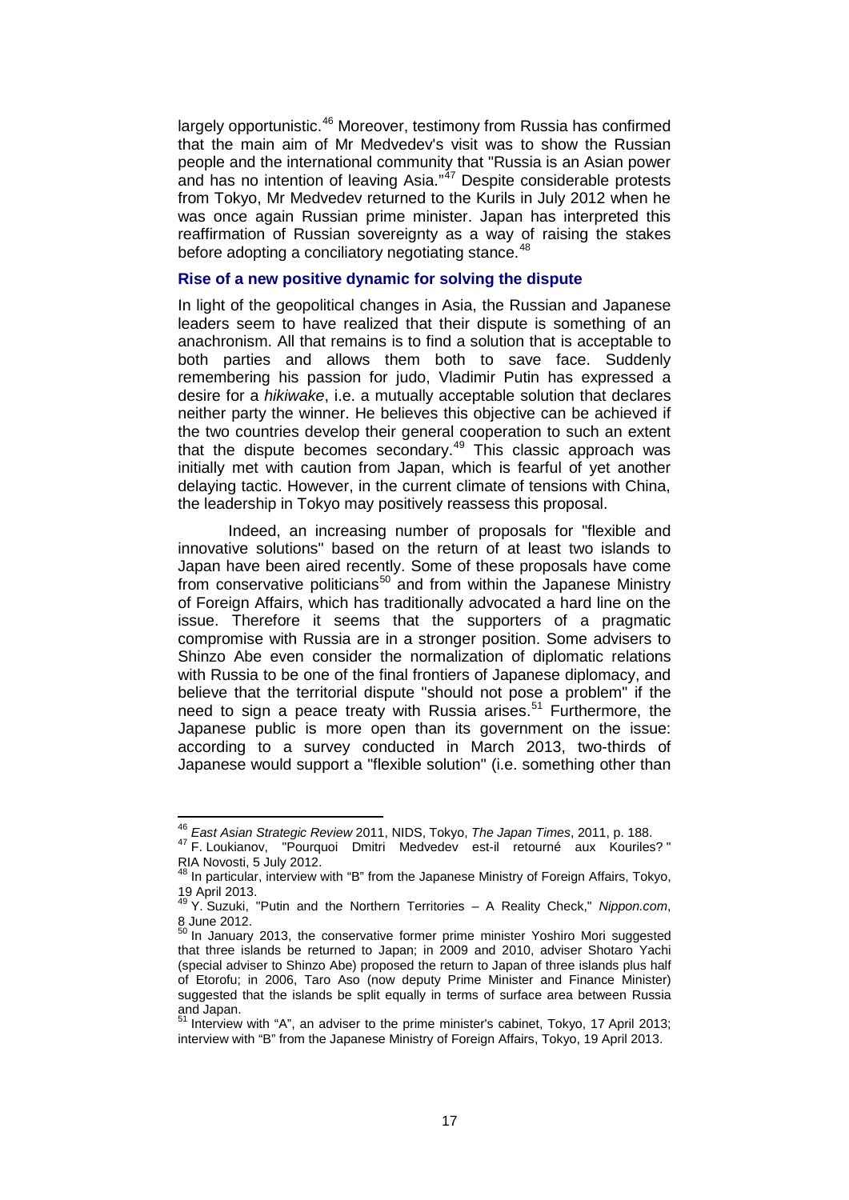largely opportunistic.[46] Moreover, testimony from Russia has confirmed that the main aim of Mr Medvedev's visit was to show the Russian people and the international community that "Russia is an Asian power and has no intention of leaving Asia."[47] Despite considerable protests from Tokyo, Mr Medvedev returned to the Kurils in July 2012 when he was once again Russian prime minister. Japan has interpreted this reaffirmation of Russian sovereignty as a way of raising the stakes before adopting a conciliatory negotiating stance.[48]

### Rise of a new positive dynamic for solving the dispute

In light of the geopolitical changes in Asia, the Russian and Japanese leaders seem to have realized that their dispute is something of an anachronism. All that remains is to find a solution that is acceptable to both parties and allows them both to save face. Suddenly remembering his passion for judo, Vladimir Putin has expressed a desire for a *hikiwake*, i.e. a mutually acceptable solution that declares neither party the winner. He believes this objective can be achieved if the two countries develop their general cooperation to such an extent that the dispute becomes secondary.[49] This classic approach was initially met with caution from Japan, which is fearful of yet another delaying tactic. However, in the current climate of tensions with China, the leadership in Tokyo may positively reassess this proposal.

Indeed, an increasing number of proposals for "flexible and innovative solutions" based on the return of at least two islands to Japan have been aired recently. Some of these proposals have come from conservative politicians[50] and from within the Japanese Ministry of Foreign Affairs, which has traditionally advocated a hard line on the issue. Therefore it seems that the supporters of a pragmatic compromise with Russia are in a stronger position. Some advisers to Shinzo Abe even consider the normalization of diplomatic relations with Russia to be one of the final frontiers of Japanese diplomacy, and believe that the territorial dispute "should not pose a problem" if the need to sign a peace treaty with Russia arises.[51] Furthermore, the Japanese public is more open than its government on the issue: according to a survey conducted in March 2013, two-thirds of Japanese would support a "flexible solution" (i.e. something other than

---

[46] *East Asian Strategic Review* 2011, NIDS, Tokyo, *The Japan Times*, 2011, p. 188.

[47] F. Loukianov, "Pourquoi Dmitri Medvedev est-il retourné aux Kouriles? " RIA Novosti, 5 July 2012.

[48] In particular, interview with "B" from the Japanese Ministry of Foreign Affairs, Tokyo, 19 April 2013.

[49] Y. Suzuki, "Putin and the Northern Territories – A Reality Check," *Nippon.com*, 8 June 2012.

[50] In January 2013, the conservative former prime minister Yoshiro Mori suggested that three islands be returned to Japan; in 2009 and 2010, adviser Shotaro Yachi (special adviser to Shinzo Abe) proposed the return to Japan of three islands plus half of Etorofu; in 2006, Taro Aso (now deputy Prime Minister and Finance Minister) suggested that the islands be split equally in terms of surface area between Russia and Japan.

[51] Interview with "A", an adviser to the prime minister's cabinet, Tokyo, 17 April 2013; interview with "B" from the Japanese Ministry of Foreign Affairs, Tokyo, 19 April 2013.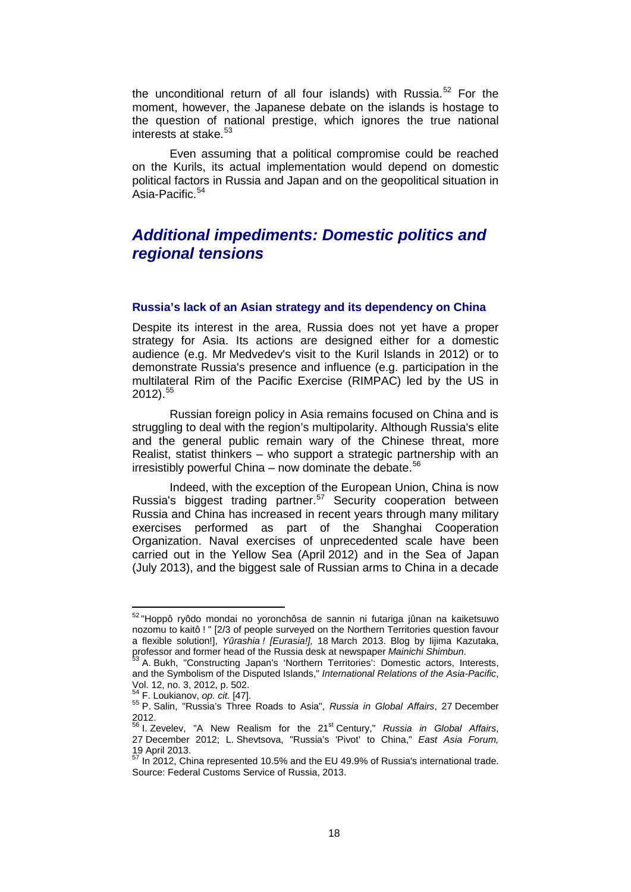the unconditional return of all four islands) with Russia.[52] For the moment, however, the Japanese debate on the islands is hostage to the question of national prestige, which ignores the true national interests at stake.[53]

Even assuming that a political compromise could be reached on the Kurils, its actual implementation would depend on domestic political factors in Russia and Japan and on the geopolitical situation in Asia-Pacific.[54]

## *Additional impediments: Domestic politics and regional tensions*

### Russia's lack of an Asian strategy and its dependency on China

Despite its interest in the area, Russia does not yet have a proper strategy for Asia. Its actions are designed either for a domestic audience (e.g. Mr Medvedev's visit to the Kuril Islands in 2012) or to demonstrate Russia's presence and influence (e.g. participation in the multilateral Rim of the Pacific Exercise (RIMPAC) led by the US in 2012).[55]

Russian foreign policy in Asia remains focused on China and is struggling to deal with the region's multipolarity. Although Russia's elite and the general public remain wary of the Chinese threat, more Realist, statist thinkers – who support a strategic partnership with an irresistibly powerful China – now dominate the debate.[56]

Indeed, with the exception of the European Union, China is now Russia's biggest trading partner.[57] Security cooperation between Russia and China has increased in recent years through many military exercises performed as part of the Shanghai Cooperation Organization. Naval exercises of unprecedented scale have been carried out in the Yellow Sea (April 2012) and in the Sea of Japan (July 2013), and the biggest sale of Russian arms to China in a decade

---

[52] "Hoppô ryôdo mondai no yoronchôsa de sannin ni futariga jûnan na kaiketsuwo nozomu to kaitô ! " [2/3 of people surveyed on the Northern Territories question favour a flexible solution!], *Yûrashia ! [Eurasia!],* 18 March 2013. Blog by Iijima Kazutaka, professor and former head of the Russia desk at newspaper *Mainichi Shimbun*.

[53] A. Bukh, "Constructing Japan's 'Northern Territories': Domestic actors, Interests, and the Symbolism of the Disputed Islands," *International Relations of the Asia-Pacific*, Vol. 12, no. 3, 2012, p. 502.

[54] F. Loukianov, *op. cit.* [47].

[55] P. Salin, "Russia's Three Roads to Asia", *Russia in Global Affairs*, 27 December 2012.

[56] I. Zevelev, "A New Realism for the 21st Century," *Russia in Global Affairs*, 27 December 2012; L. Shevtsova, "Russia's 'Pivot' to China," *East Asia Forum,* 19 April 2013.

[57] In 2012, China represented 10.5% and the EU 49.9% of Russia's international trade. Source: Federal Customs Service of Russia, 2013.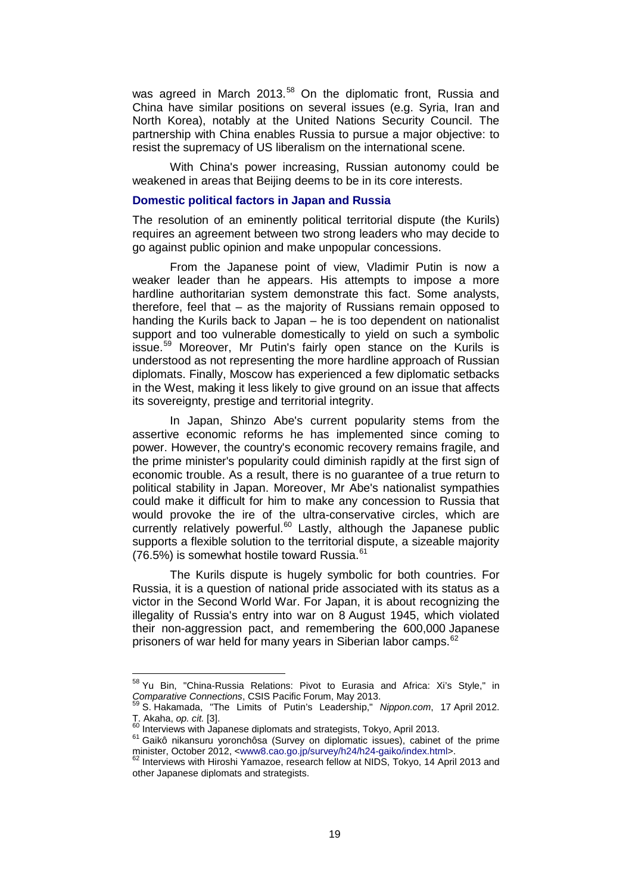was agreed in March 2013.[58] On the diplomatic front, Russia and China have similar positions on several issues (e.g. Syria, Iran and North Korea), notably at the United Nations Security Council. The partnership with China enables Russia to pursue a major objective: to resist the supremacy of US liberalism on the international scene.

With China's power increasing, Russian autonomy could be weakened in areas that Beijing deems to be in its core interests.

### Domestic political factors in Japan and Russia

The resolution of an eminently political territorial dispute (the Kurils) requires an agreement between two strong leaders who may decide to go against public opinion and make unpopular concessions.

From the Japanese point of view, Vladimir Putin is now a weaker leader than he appears. His attempts to impose a more hardline authoritarian system demonstrate this fact. Some analysts, therefore, feel that – as the majority of Russians remain opposed to handing the Kurils back to Japan – he is too dependent on nationalist support and too vulnerable domestically to yield on such a symbolic issue.[59] Moreover, Mr Putin's fairly open stance on the Kurils is understood as not representing the more hardline approach of Russian diplomats. Finally, Moscow has experienced a few diplomatic setbacks in the West, making it less likely to give ground on an issue that affects its sovereignty, prestige and territorial integrity.

In Japan, Shinzo Abe's current popularity stems from the assertive economic reforms he has implemented since coming to power. However, the country's economic recovery remains fragile, and the prime minister's popularity could diminish rapidly at the first sign of economic trouble. As a result, there is no guarantee of a true return to political stability in Japan. Moreover, Mr Abe's nationalist sympathies could make it difficult for him to make any concession to Russia that would provoke the ire of the ultra-conservative circles, which are currently relatively powerful.[60] Lastly, although the Japanese public supports a flexible solution to the territorial dispute, a sizeable majority (76.5%) is somewhat hostile toward Russia.[61]

The Kurils dispute is hugely symbolic for both countries. For Russia, it is a question of national pride associated with its status as a victor in the Second World War. For Japan, it is about recognizing the illegality of Russia's entry into war on 8 August 1945, which violated their non-aggression pact, and remembering the 600,000 Japanese prisoners of war held for many years in Siberian labor camps.[62]

---

[58] Yu Bin, "China-Russia Relations: Pivot to Eurasia and Africa: Xi's Style," in *Comparative Connections*, CSIS Pacific Forum, May 2013.

[59] S. Hakamada, "The Limits of Putin's Leadership," *Nippon.com*, 17 April 2012. T. Akaha, *op. cit.* [3].

[60] Interviews with Japanese diplomats and strategists, Tokyo, April 2013.

[61] Gaikô nikansuru yoronchôsa (Survey on diplomatic issues), cabinet of the prime minister, October 2012, <www8.cao.go.jp/survey/h24/h24-gaiko/index.html>.

[62] Interviews with Hiroshi Yamazoe, research fellow at NIDS, Tokyo, 14 April 2013 and other Japanese diplomats and strategists.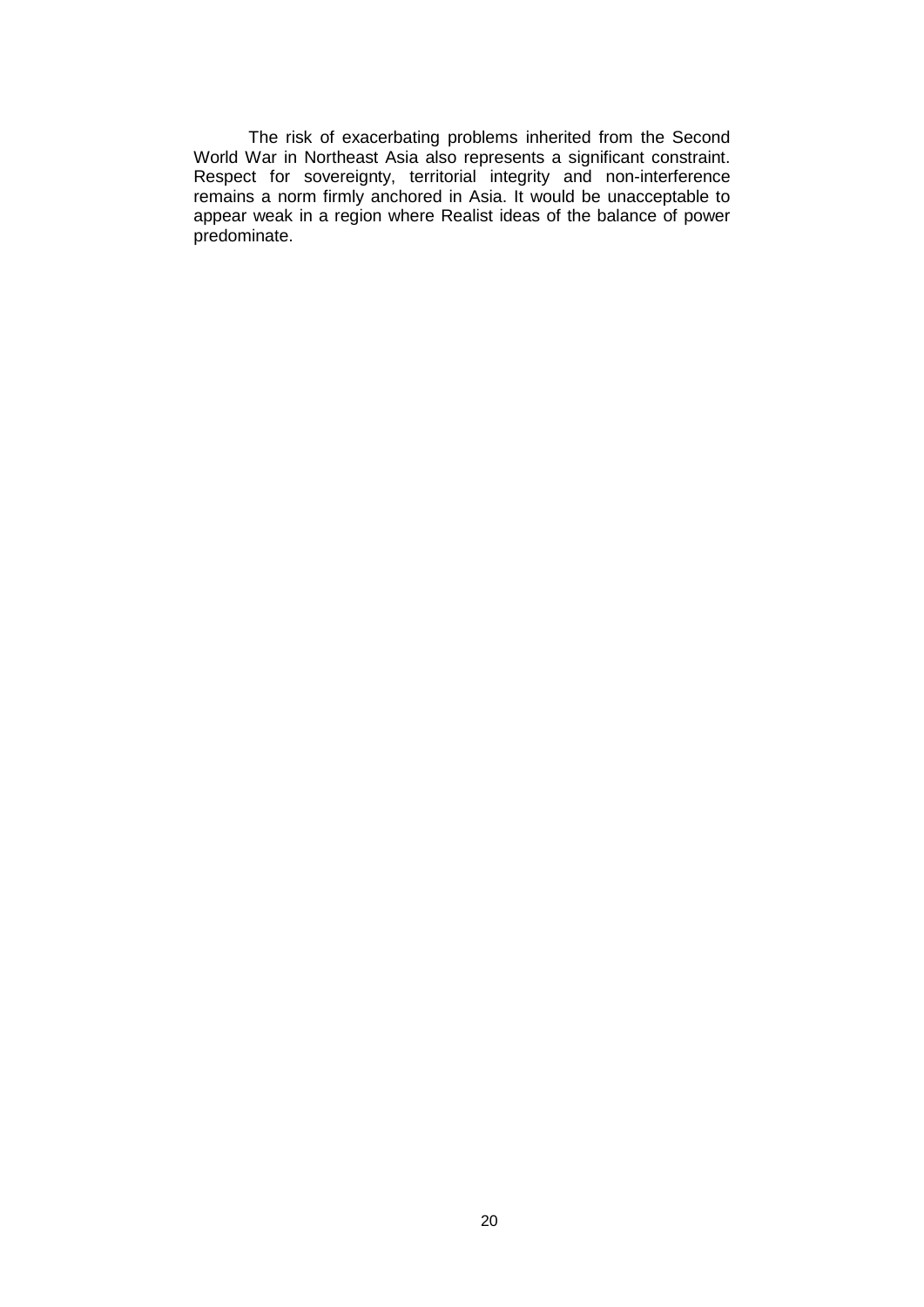The risk of exacerbating problems inherited from the Second World War in Northeast Asia also represents a significant constraint. Respect for sovereignty, territorial integrity and non-interference remains a norm firmly anchored in Asia. It would be unacceptable to appear weak in a region where Realist ideas of the balance of power predominate.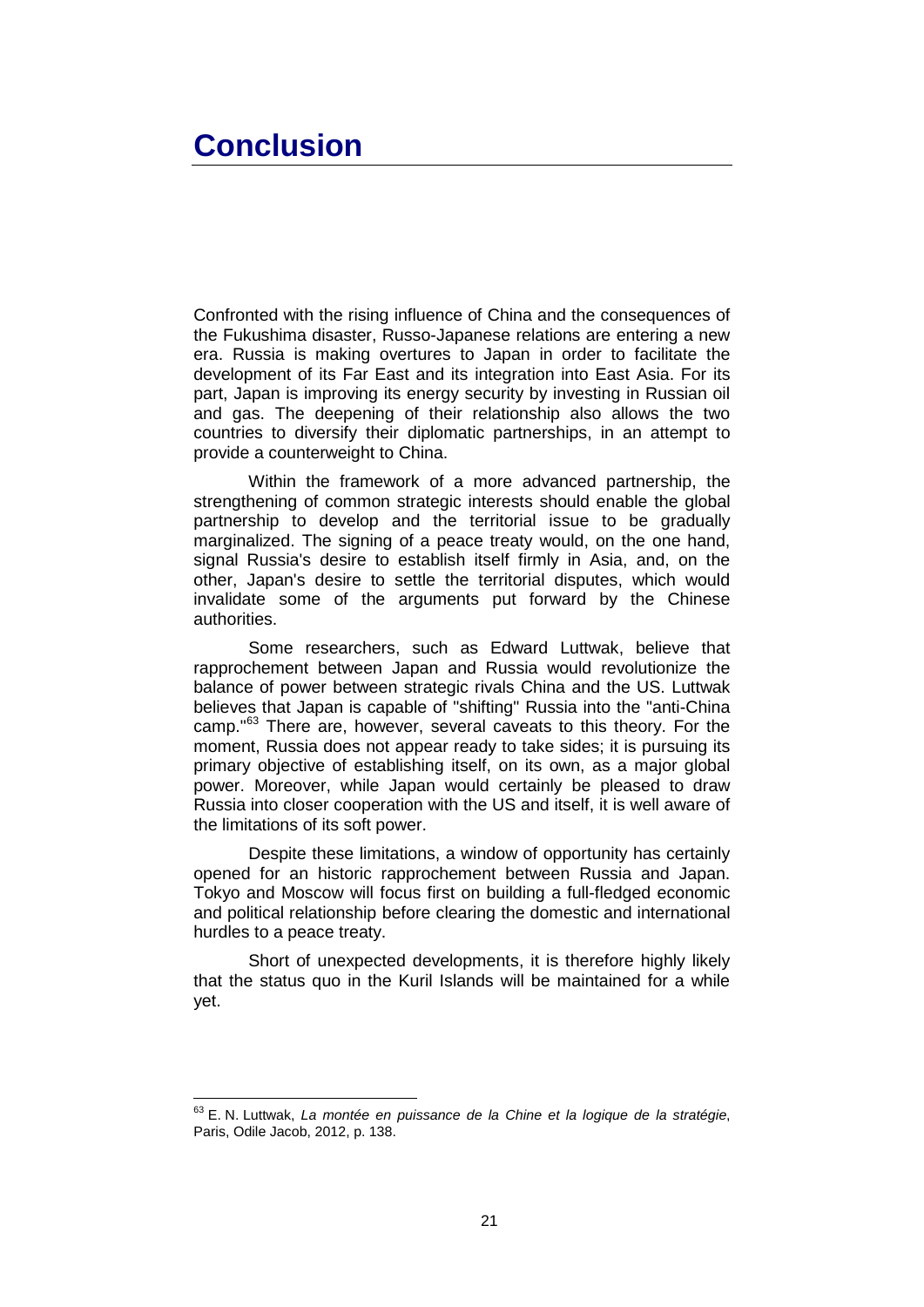# Conclusion

Confronted with the rising influence of China and the consequences of the Fukushima disaster, Russo-Japanese relations are entering a new era. Russia is making overtures to Japan in order to facilitate the development of its Far East and its integration into East Asia. For its part, Japan is improving its energy security by investing in Russian oil and gas. The deepening of their relationship also allows the two countries to diversify their diplomatic partnerships, in an attempt to provide a counterweight to China.

Within the framework of a more advanced partnership, the strengthening of common strategic interests should enable the global partnership to develop and the territorial issue to be gradually marginalized. The signing of a peace treaty would, on the one hand, signal Russia's desire to establish itself firmly in Asia, and, on the other, Japan's desire to settle the territorial disputes, which would invalidate some of the arguments put forward by the Chinese authorities.

Some researchers, such as Edward Luttwak, believe that rapprochement between Japan and Russia would revolutionize the balance of power between strategic rivals China and the US. Luttwak believes that Japan is capable of "shifting" Russia into the "anti-China camp."[63] There are, however, several caveats to this theory. For the moment, Russia does not appear ready to take sides; it is pursuing its primary objective of establishing itself, on its own, as a major global power. Moreover, while Japan would certainly be pleased to draw Russia into closer cooperation with the US and itself, it is well aware of the limitations of its soft power.

Despite these limitations, a window of opportunity has certainly opened for an historic rapprochement between Russia and Japan. Tokyo and Moscow will focus first on building a full-fledged economic and political relationship before clearing the domestic and international hurdles to a peace treaty.

Short of unexpected developments, it is therefore highly likely that the status quo in the Kuril Islands will be maintained for a while yet.

---

[63] E. N. Luttwak, *La montée en puissance de la Chine et la logique de la stratégie*, Paris, Odile Jacob, 2012, p. 138.